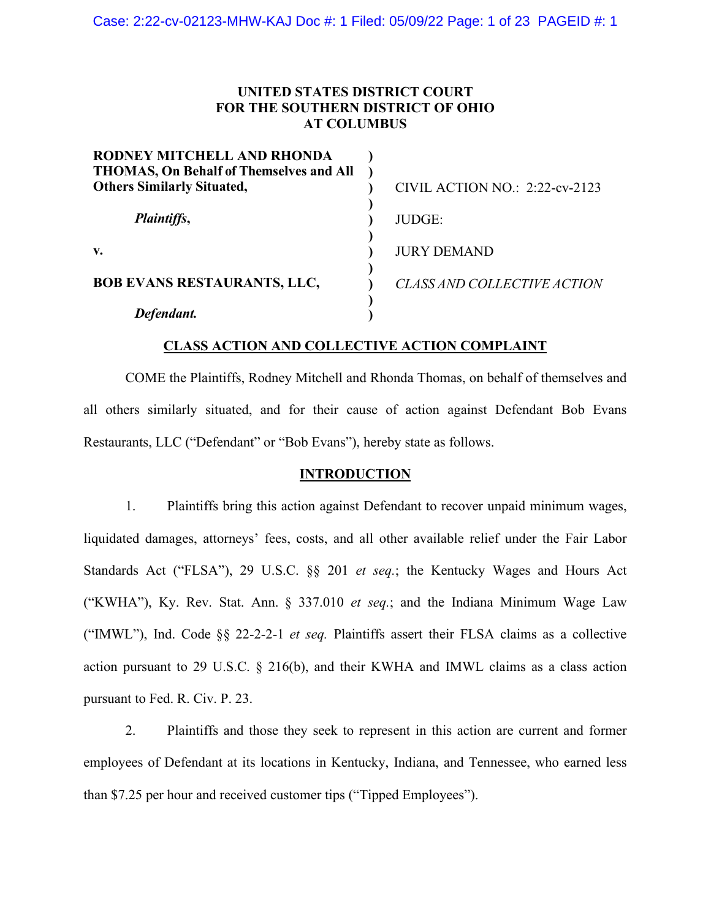**UNITED STATES DISTRICT COURT**
**FOR THE SOUTHERN DISTRICT OF OHIO**
**AT COLUMBUS**

| | | |
|---|---|---|
| **RODNEY MITCHELL AND RHONDA THOMAS, On Behalf of Themselves and All Others Similarly Situated,** | ) | CIVIL ACTION NO.: 2:22-cv-2123 |
| ***Plaintiffs*,** | ) | JUDGE: |
| **v.** | ) | JURY DEMAND |
| **BOB EVANS RESTAURANTS, LLC,** | ) | *CLASS AND COLLECTIVE ACTION* |
| ***Defendant.*** | ) | |

## CLASS ACTION AND COLLECTIVE ACTION COMPLAINT

COME the Plaintiffs, Rodney Mitchell and Rhonda Thomas, on behalf of themselves and all others similarly situated, and for their cause of action against Defendant Bob Evans Restaurants, LLC ("Defendant" or "Bob Evans"), hereby state as follows.

## INTRODUCTION

1. Plaintiffs bring this action against Defendant to recover unpaid minimum wages, liquidated damages, attorneys' fees, costs, and all other available relief under the Fair Labor Standards Act ("FLSA"), 29 U.S.C. §§ 201 *et seq.*; the Kentucky Wages and Hours Act ("KWHA"), Ky. Rev. Stat. Ann. § 337.010 *et seq.*; and the Indiana Minimum Wage Law ("IMWL"), Ind. Code §§ 22-2-2-1 *et seq.* Plaintiffs assert their FLSA claims as a collective action pursuant to 29 U.S.C. § 216(b), and their KWHA and IMWL claims as a class action pursuant to Fed. R. Civ. P. 23.

2. Plaintiffs and those they seek to represent in this action are current and former employees of Defendant at its locations in Kentucky, Indiana, and Tennessee, who earned less than $7.25 per hour and received customer tips ("Tipped Employees").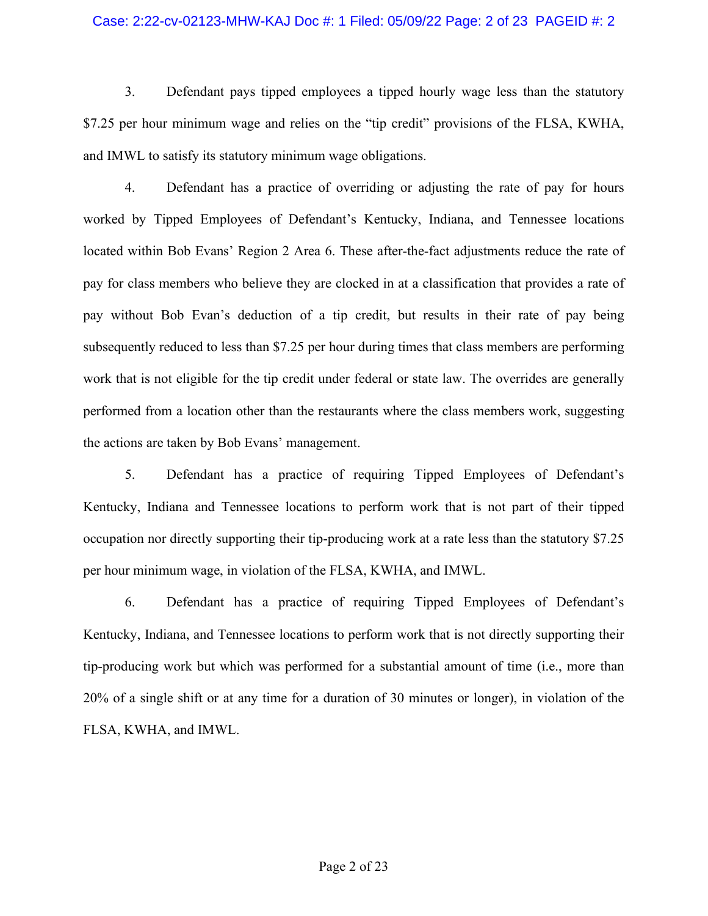3. Defendant pays tipped employees a tipped hourly wage less than the statutory $7.25 per hour minimum wage and relies on the "tip credit" provisions of the FLSA, KWHA, and IMWL to satisfy its statutory minimum wage obligations.

4. Defendant has a practice of overriding or adjusting the rate of pay for hours worked by Tipped Employees of Defendant's Kentucky, Indiana, and Tennessee locations located within Bob Evans' Region 2 Area 6. These after-the-fact adjustments reduce the rate of pay for class members who believe they are clocked in at a classification that provides a rate of pay without Bob Evan's deduction of a tip credit, but results in their rate of pay being subsequently reduced to less than $7.25 per hour during times that class members are performing work that is not eligible for the tip credit under federal or state law. The overrides are generally performed from a location other than the restaurants where the class members work, suggesting the actions are taken by Bob Evans' management.

5. Defendant has a practice of requiring Tipped Employees of Defendant's Kentucky, Indiana and Tennessee locations to perform work that is not part of their tipped occupation nor directly supporting their tip-producing work at a rate less than the statutory $7.25 per hour minimum wage, in violation of the FLSA, KWHA, and IMWL.

6. Defendant has a practice of requiring Tipped Employees of Defendant's Kentucky, Indiana, and Tennessee locations to perform work that is not directly supporting their tip-producing work but which was performed for a substantial amount of time (i.e., more than 20% of a single shift or at any time for a duration of 30 minutes or longer), in violation of the FLSA, KWHA, and IMWL.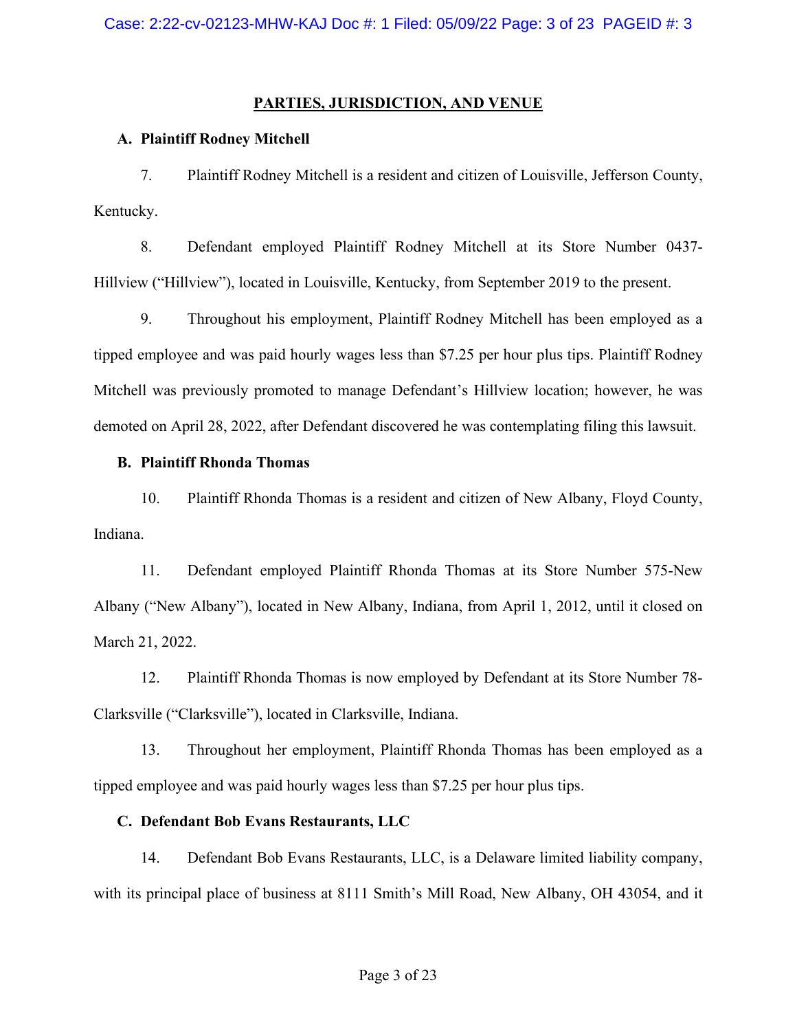## PARTIES, JURISDICTION, AND VENUE

### A. Plaintiff Rodney Mitchell

7. Plaintiff Rodney Mitchell is a resident and citizen of Louisville, Jefferson County, Kentucky.

8. Defendant employed Plaintiff Rodney Mitchell at its Store Number 0437-Hillview ("Hillview"), located in Louisville, Kentucky, from September 2019 to the present.

9. Throughout his employment, Plaintiff Rodney Mitchell has been employed as a tipped employee and was paid hourly wages less than $7.25 per hour plus tips. Plaintiff Rodney Mitchell was previously promoted to manage Defendant's Hillview location; however, he was demoted on April 28, 2022, after Defendant discovered he was contemplating filing this lawsuit.

### B. Plaintiff Rhonda Thomas

10. Plaintiff Rhonda Thomas is a resident and citizen of New Albany, Floyd County, Indiana.

11. Defendant employed Plaintiff Rhonda Thomas at its Store Number 575-New Albany ("New Albany"), located in New Albany, Indiana, from April 1, 2012, until it closed on March 21, 2022.

12. Plaintiff Rhonda Thomas is now employed by Defendant at its Store Number 78-Clarksville ("Clarksville"), located in Clarksville, Indiana.

13. Throughout her employment, Plaintiff Rhonda Thomas has been employed as a tipped employee and was paid hourly wages less than $7.25 per hour plus tips.

### C. Defendant Bob Evans Restaurants, LLC

14. Defendant Bob Evans Restaurants, LLC, is a Delaware limited liability company, with its principal place of business at 8111 Smith's Mill Road, New Albany, OH 43054, and it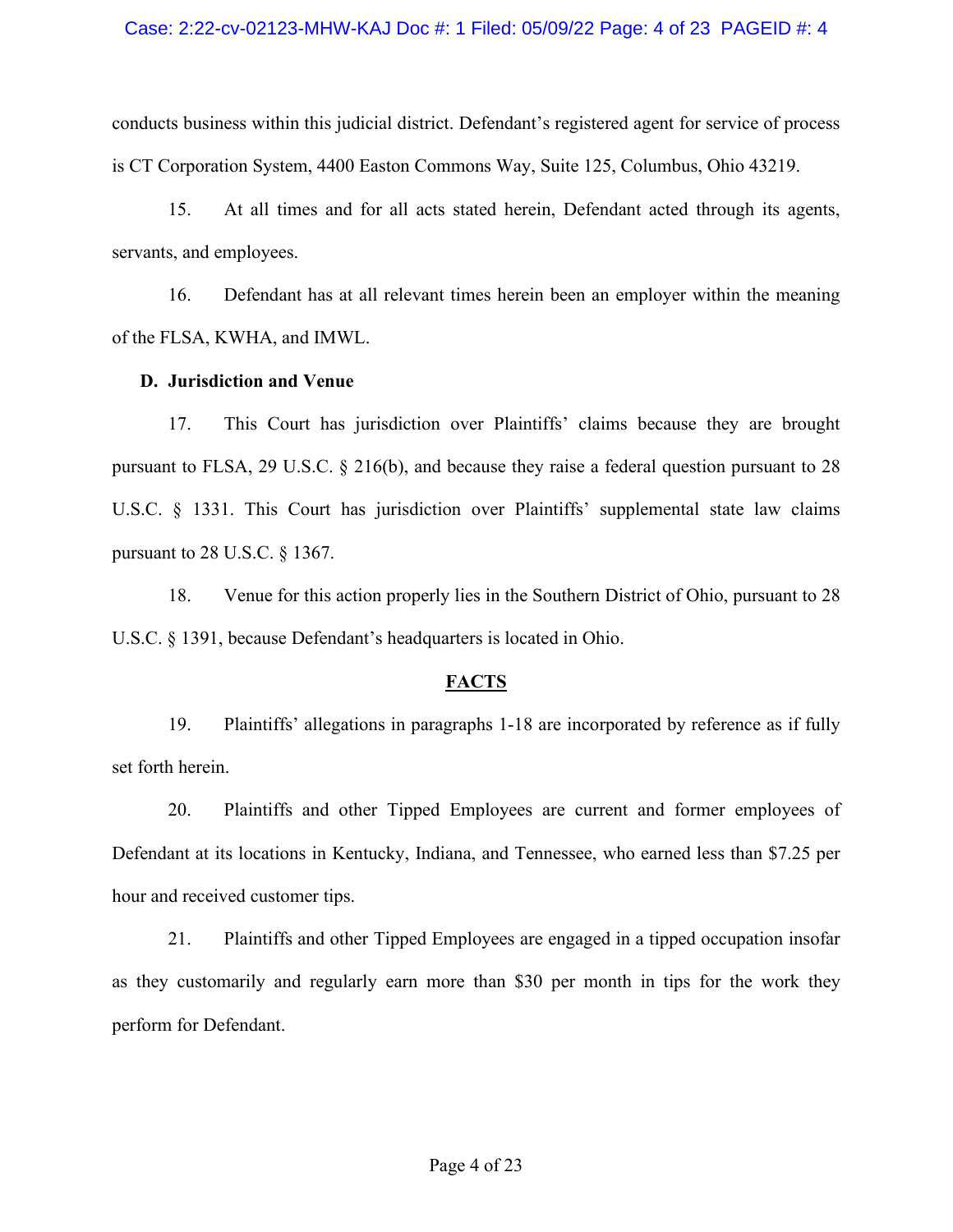conducts business within this judicial district. Defendant's registered agent for service of process is CT Corporation System, 4400 Easton Commons Way, Suite 125, Columbus, Ohio 43219.

15. At all times and for all acts stated herein, Defendant acted through its agents, servants, and employees.

16. Defendant has at all relevant times herein been an employer within the meaning of the FLSA, KWHA, and IMWL.

**D. Jurisdiction and Venue**

17. This Court has jurisdiction over Plaintiffs' claims because they are brought pursuant to FLSA, 29 U.S.C. § 216(b), and because they raise a federal question pursuant to 28 U.S.C. § 1331. This Court has jurisdiction over Plaintiffs' supplemental state law claims pursuant to 28 U.S.C. § 1367.

18. Venue for this action properly lies in the Southern District of Ohio, pursuant to 28 U.S.C. § 1391, because Defendant's headquarters is located in Ohio.

## FACTS

19. Plaintiffs' allegations in paragraphs 1-18 are incorporated by reference as if fully set forth herein.

20. Plaintiffs and other Tipped Employees are current and former employees of Defendant at its locations in Kentucky, Indiana, and Tennessee, who earned less than $7.25 per hour and received customer tips.

21. Plaintiffs and other Tipped Employees are engaged in a tipped occupation insofar as they customarily and regularly earn more than $30 per month in tips for the work they perform for Defendant.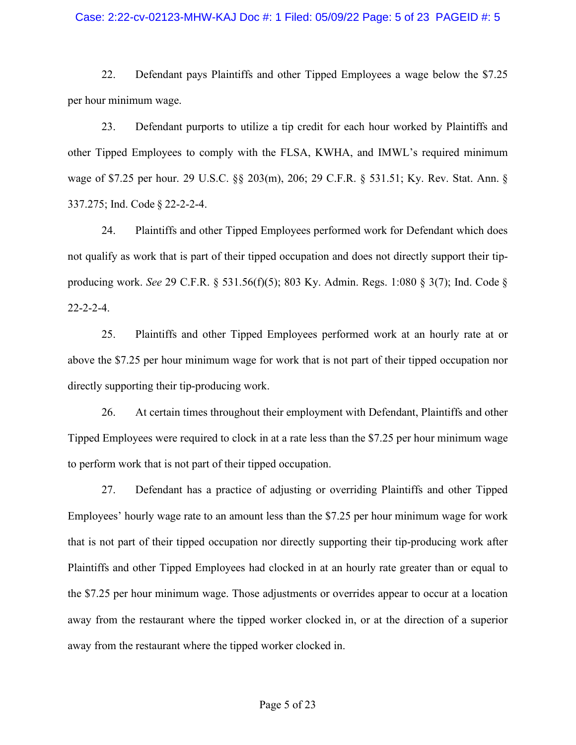22. Defendant pays Plaintiffs and other Tipped Employees a wage below the $7.25 per hour minimum wage.

23. Defendant purports to utilize a tip credit for each hour worked by Plaintiffs and other Tipped Employees to comply with the FLSA, KWHA, and IMWL's required minimum wage of $7.25 per hour. 29 U.S.C. §§ 203(m), 206; 29 C.F.R. § 531.51; Ky. Rev. Stat. Ann. § 337.275; Ind. Code § 22-2-2-4.

24. Plaintiffs and other Tipped Employees performed work for Defendant which does not qualify as work that is part of their tipped occupation and does not directly support their tip-producing work. *See* 29 C.F.R. § 531.56(f)(5); 803 Ky. Admin. Regs. 1:080 § 3(7); Ind. Code § 22-2-2-4.

25. Plaintiffs and other Tipped Employees performed work at an hourly rate at or above the $7.25 per hour minimum wage for work that is not part of their tipped occupation nor directly supporting their tip-producing work.

26. At certain times throughout their employment with Defendant, Plaintiffs and other Tipped Employees were required to clock in at a rate less than the $7.25 per hour minimum wage to perform work that is not part of their tipped occupation.

27. Defendant has a practice of adjusting or overriding Plaintiffs and other Tipped Employees' hourly wage rate to an amount less than the $7.25 per hour minimum wage for work that is not part of their tipped occupation nor directly supporting their tip-producing work after Plaintiffs and other Tipped Employees had clocked in at an hourly rate greater than or equal to the $7.25 per hour minimum wage. Those adjustments or overrides appear to occur at a location away from the restaurant where the tipped worker clocked in, or at the direction of a superior away from the restaurant where the tipped worker clocked in.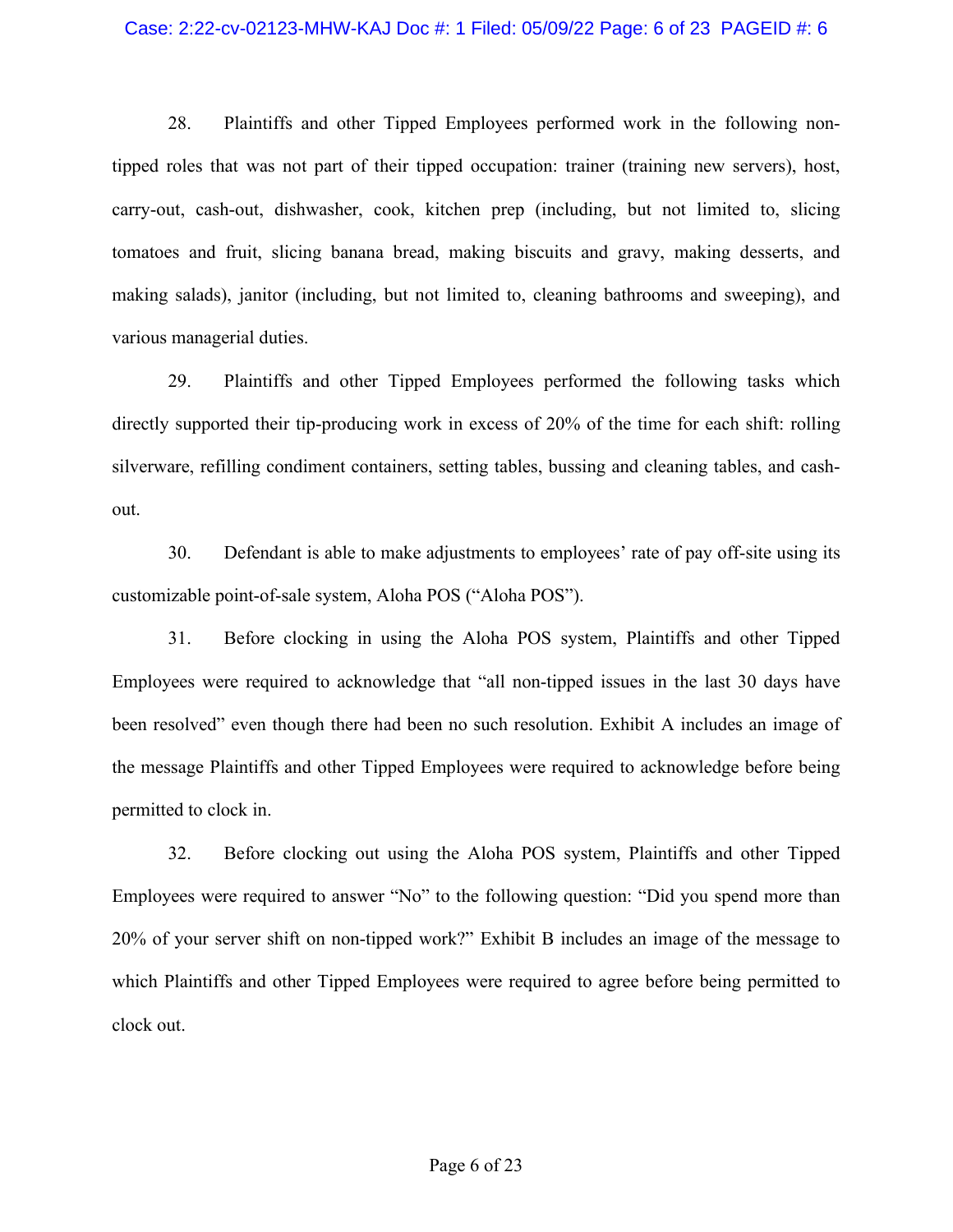28. Plaintiffs and other Tipped Employees performed work in the following non-tipped roles that was not part of their tipped occupation: trainer (training new servers), host, carry-out, cash-out, dishwasher, cook, kitchen prep (including, but not limited to, slicing tomatoes and fruit, slicing banana bread, making biscuits and gravy, making desserts, and making salads), janitor (including, but not limited to, cleaning bathrooms and sweeping), and various managerial duties.

29. Plaintiffs and other Tipped Employees performed the following tasks which directly supported their tip-producing work in excess of 20% of the time for each shift: rolling silverware, refilling condiment containers, setting tables, bussing and cleaning tables, and cash-out.

30. Defendant is able to make adjustments to employees' rate of pay off-site using its customizable point-of-sale system, Aloha POS ("Aloha POS").

31. Before clocking in using the Aloha POS system, Plaintiffs and other Tipped Employees were required to acknowledge that "all non-tipped issues in the last 30 days have been resolved" even though there had been no such resolution. Exhibit A includes an image of the message Plaintiffs and other Tipped Employees were required to acknowledge before being permitted to clock in.

32. Before clocking out using the Aloha POS system, Plaintiffs and other Tipped Employees were required to answer "No" to the following question: "Did you spend more than 20% of your server shift on non-tipped work?" Exhibit B includes an image of the message to which Plaintiffs and other Tipped Employees were required to agree before being permitted to clock out.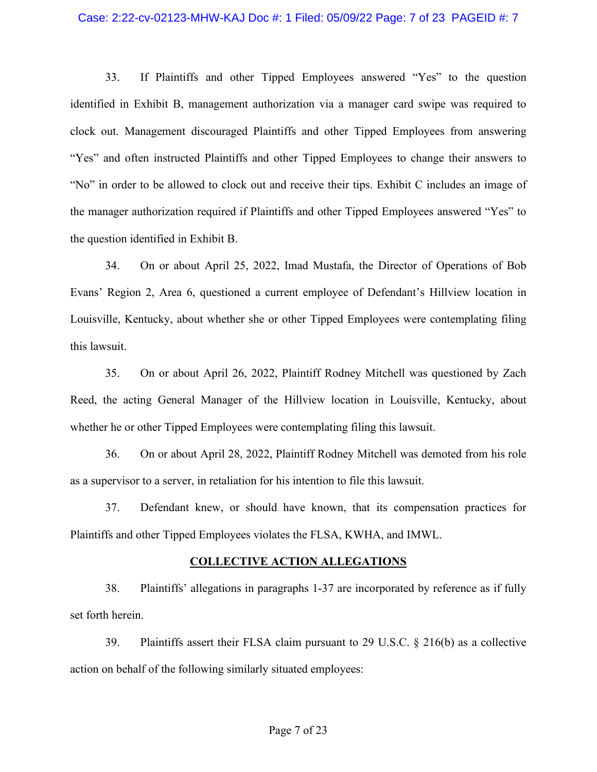33. If Plaintiffs and other Tipped Employees answered "Yes" to the question identified in Exhibit B, management authorization via a manager card swipe was required to clock out. Management discouraged Plaintiffs and other Tipped Employees from answering "Yes" and often instructed Plaintiffs and other Tipped Employees to change their answers to "No" in order to be allowed to clock out and receive their tips. Exhibit C includes an image of the manager authorization required if Plaintiffs and other Tipped Employees answered "Yes" to the question identified in Exhibit B.

34. On or about April 25, 2022, Imad Mustafa, the Director of Operations of Bob Evans' Region 2, Area 6, questioned a current employee of Defendant's Hillview location in Louisville, Kentucky, about whether she or other Tipped Employees were contemplating filing this lawsuit.

35. On or about April 26, 2022, Plaintiff Rodney Mitchell was questioned by Zach Reed, the acting General Manager of the Hillview location in Louisville, Kentucky, about whether he or other Tipped Employees were contemplating filing this lawsuit.

36. On or about April 28, 2022, Plaintiff Rodney Mitchell was demoted from his role as a supervisor to a server, in retaliation for his intention to file this lawsuit.

37. Defendant knew, or should have known, that its compensation practices for Plaintiffs and other Tipped Employees violates the FLSA, KWHA, and IMWL.

## COLLECTIVE ACTION ALLEGATIONS

38. Plaintiffs' allegations in paragraphs 1-37 are incorporated by reference as if fully set forth herein.

39. Plaintiffs assert their FLSA claim pursuant to 29 U.S.C. § 216(b) as a collective action on behalf of the following similarly situated employees: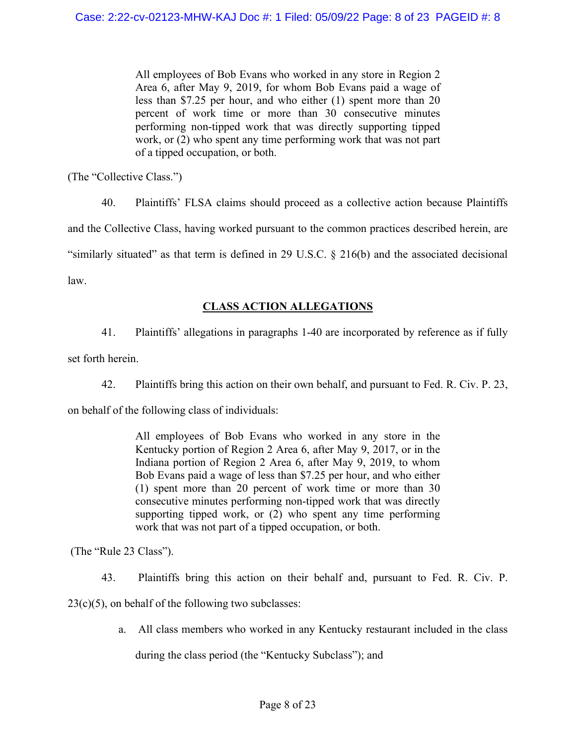> All employees of Bob Evans who worked in any store in Region 2 Area 6, after May 9, 2019, for whom Bob Evans paid a wage of less than $7.25 per hour, and who either (1) spent more than 20 percent of work time or more than 30 consecutive minutes performing non-tipped work that was directly supporting tipped work, or (2) who spent any time performing work that was not part of a tipped occupation, or both.

(The "Collective Class.")

40. Plaintiffs' FLSA claims should proceed as a collective action because Plaintiffs and the Collective Class, having worked pursuant to the common practices described herein, are "similarly situated" as that term is defined in 29 U.S.C. § 216(b) and the associated decisional law.

## CLASS ACTION ALLEGATIONS

41. Plaintiffs' allegations in paragraphs 1-40 are incorporated by reference as if fully set forth herein.

42. Plaintiffs bring this action on their own behalf, and pursuant to Fed. R. Civ. P. 23, on behalf of the following class of individuals:

> All employees of Bob Evans who worked in any store in the Kentucky portion of Region 2 Area 6, after May 9, 2017, or in the Indiana portion of Region 2 Area 6, after May 9, 2019, to whom Bob Evans paid a wage of less than $7.25 per hour, and who either (1) spent more than 20 percent of work time or more than 30 consecutive minutes performing non-tipped work that was directly supporting tipped work, or (2) who spent any time performing work that was not part of a tipped occupation, or both.

(The "Rule 23 Class").

43. Plaintiffs bring this action on their behalf and, pursuant to Fed. R. Civ. P. 23(c)(5), on behalf of the following two subclasses:

a. All class members who worked in any Kentucky restaurant included in the class during the class period (the "Kentucky Subclass"); and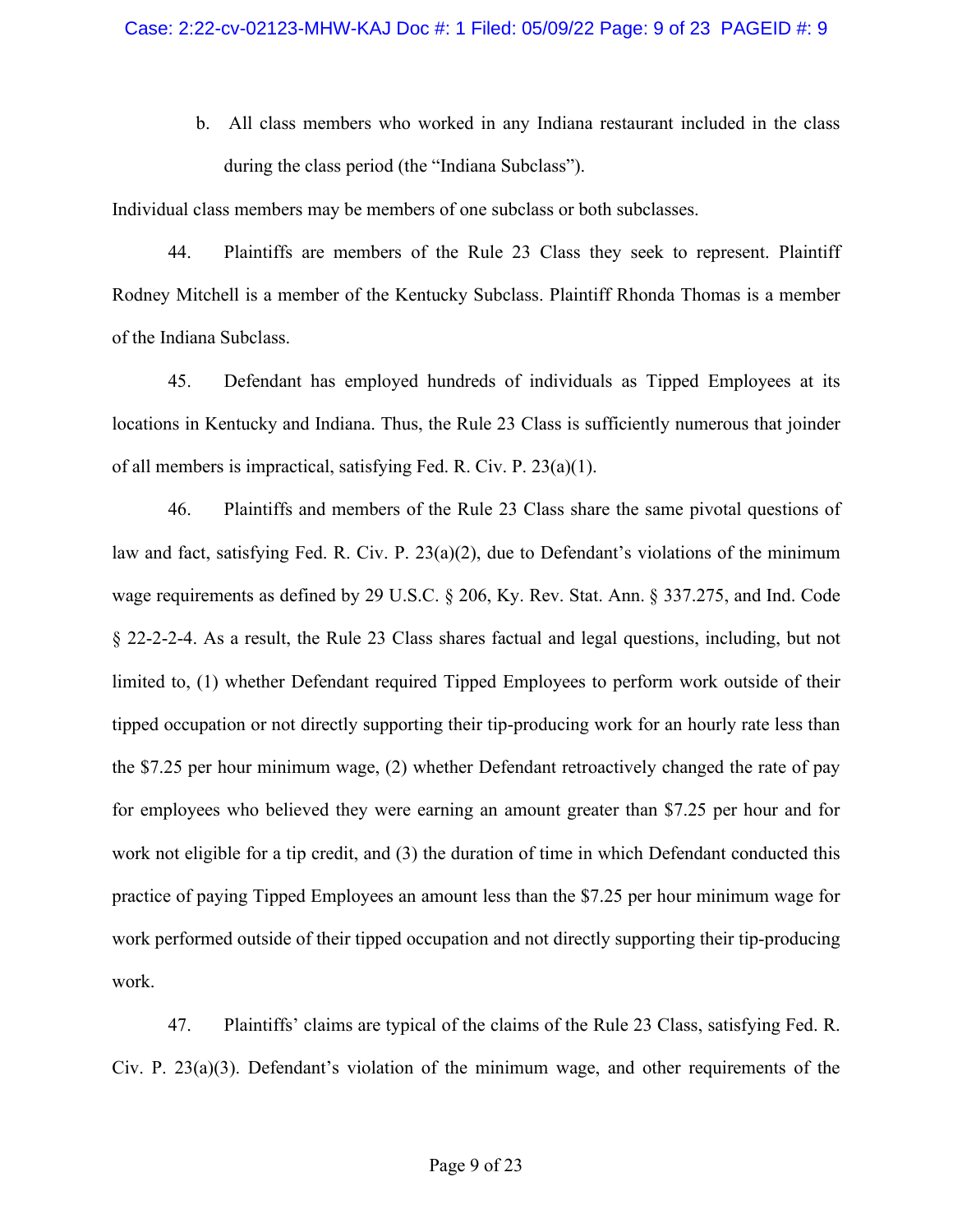b. All class members who worked in any Indiana restaurant included in the class during the class period (the "Indiana Subclass").

Individual class members may be members of one subclass or both subclasses.

44. Plaintiffs are members of the Rule 23 Class they seek to represent. Plaintiff Rodney Mitchell is a member of the Kentucky Subclass. Plaintiff Rhonda Thomas is a member of the Indiana Subclass.

45. Defendant has employed hundreds of individuals as Tipped Employees at its locations in Kentucky and Indiana. Thus, the Rule 23 Class is sufficiently numerous that joinder of all members is impractical, satisfying Fed. R. Civ. P. 23(a)(1).

46. Plaintiffs and members of the Rule 23 Class share the same pivotal questions of law and fact, satisfying Fed. R. Civ. P. 23(a)(2), due to Defendant's violations of the minimum wage requirements as defined by 29 U.S.C. § 206, Ky. Rev. Stat. Ann. § 337.275, and Ind. Code § 22-2-2-4. As a result, the Rule 23 Class shares factual and legal questions, including, but not limited to, (1) whether Defendant required Tipped Employees to perform work outside of their tipped occupation or not directly supporting their tip-producing work for an hourly rate less than the $7.25 per hour minimum wage, (2) whether Defendant retroactively changed the rate of pay for employees who believed they were earning an amount greater than $7.25 per hour and for work not eligible for a tip credit, and (3) the duration of time in which Defendant conducted this practice of paying Tipped Employees an amount less than the $7.25 per hour minimum wage for work performed outside of their tipped occupation and not directly supporting their tip-producing work.

47. Plaintiffs' claims are typical of the claims of the Rule 23 Class, satisfying Fed. R. Civ. P. 23(a)(3). Defendant's violation of the minimum wage, and other requirements of the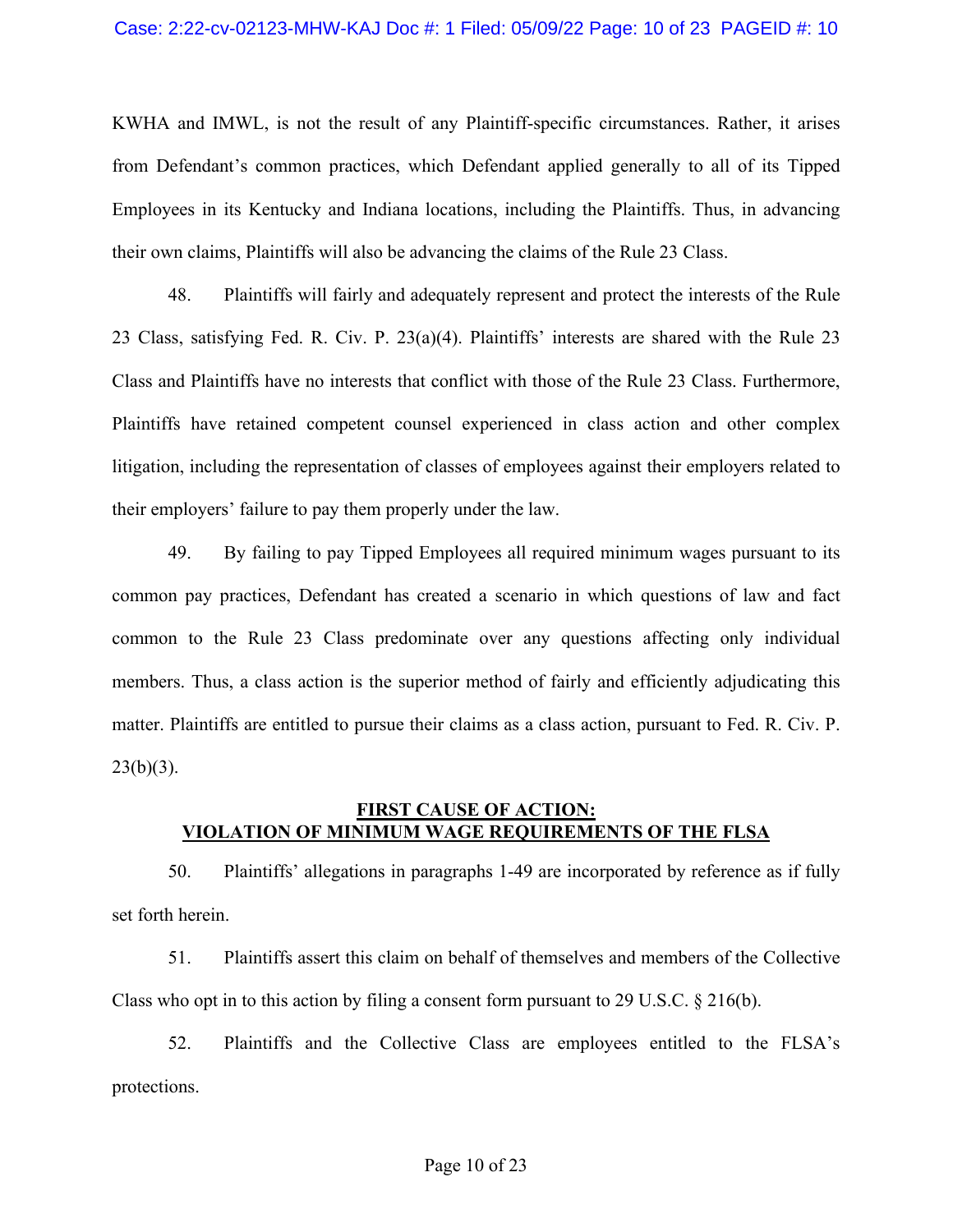KWHA and IMWL, is not the result of any Plaintiff-specific circumstances. Rather, it arises from Defendant's common practices, which Defendant applied generally to all of its Tipped Employees in its Kentucky and Indiana locations, including the Plaintiffs. Thus, in advancing their own claims, Plaintiffs will also be advancing the claims of the Rule 23 Class.

48. Plaintiffs will fairly and adequately represent and protect the interests of the Rule 23 Class, satisfying Fed. R. Civ. P. 23(a)(4). Plaintiffs' interests are shared with the Rule 23 Class and Plaintiffs have no interests that conflict with those of the Rule 23 Class. Furthermore, Plaintiffs have retained competent counsel experienced in class action and other complex litigation, including the representation of classes of employees against their employers related to their employers' failure to pay them properly under the law.

49. By failing to pay Tipped Employees all required minimum wages pursuant to its common pay practices, Defendant has created a scenario in which questions of law and fact common to the Rule 23 Class predominate over any questions affecting only individual members. Thus, a class action is the superior method of fairly and efficiently adjudicating this matter. Plaintiffs are entitled to pursue their claims as a class action, pursuant to Fed. R. Civ. P. 23(b)(3).

## FIRST CAUSE OF ACTION: VIOLATION OF MINIMUM WAGE REQUIREMENTS OF THE FLSA

50. Plaintiffs' allegations in paragraphs 1-49 are incorporated by reference as if fully set forth herein.

51. Plaintiffs assert this claim on behalf of themselves and members of the Collective Class who opt in to this action by filing a consent form pursuant to 29 U.S.C. § 216(b).

52. Plaintiffs and the Collective Class are employees entitled to the FLSA's protections.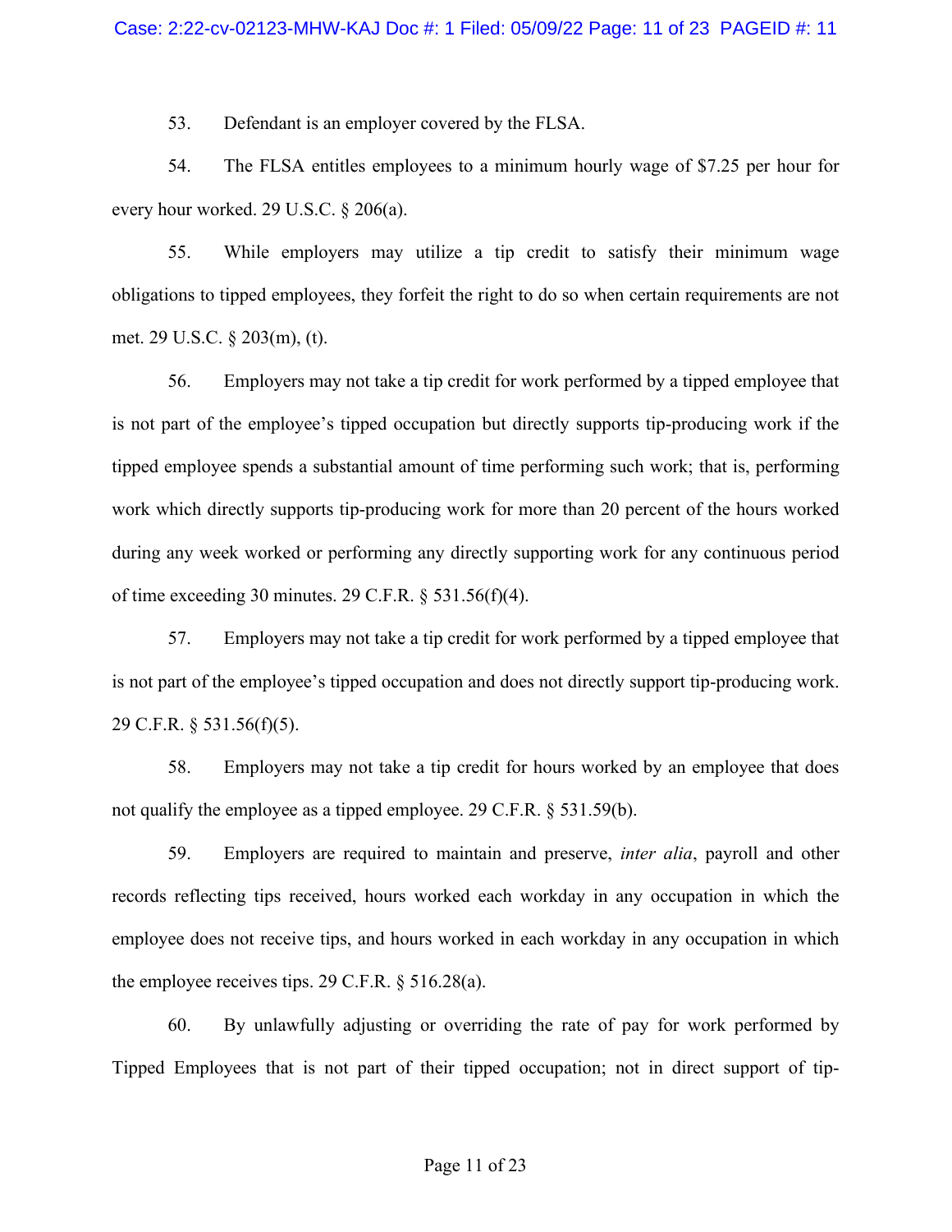53. Defendant is an employer covered by the FLSA.

54. The FLSA entitles employees to a minimum hourly wage of $7.25 per hour for every hour worked. 29 U.S.C. § 206(a).

55. While employers may utilize a tip credit to satisfy their minimum wage obligations to tipped employees, they forfeit the right to do so when certain requirements are not met. 29 U.S.C. § 203(m), (t).

56. Employers may not take a tip credit for work performed by a tipped employee that is not part of the employee's tipped occupation but directly supports tip-producing work if the tipped employee spends a substantial amount of time performing such work; that is, performing work which directly supports tip-producing work for more than 20 percent of the hours worked during any week worked or performing any directly supporting work for any continuous period of time exceeding 30 minutes. 29 C.F.R. § 531.56(f)(4).

57. Employers may not take a tip credit for work performed by a tipped employee that is not part of the employee's tipped occupation and does not directly support tip-producing work. 29 C.F.R. § 531.56(f)(5).

58. Employers may not take a tip credit for hours worked by an employee that does not qualify the employee as a tipped employee. 29 C.F.R. § 531.59(b).

59. Employers are required to maintain and preserve, *inter alia*, payroll and other records reflecting tips received, hours worked each workday in any occupation in which the employee does not receive tips, and hours worked in each workday in any occupation in which the employee receives tips. 29 C.F.R. § 516.28(a).

60. By unlawfully adjusting or overriding the rate of pay for work performed by Tipped Employees that is not part of their tipped occupation; not in direct support of tip-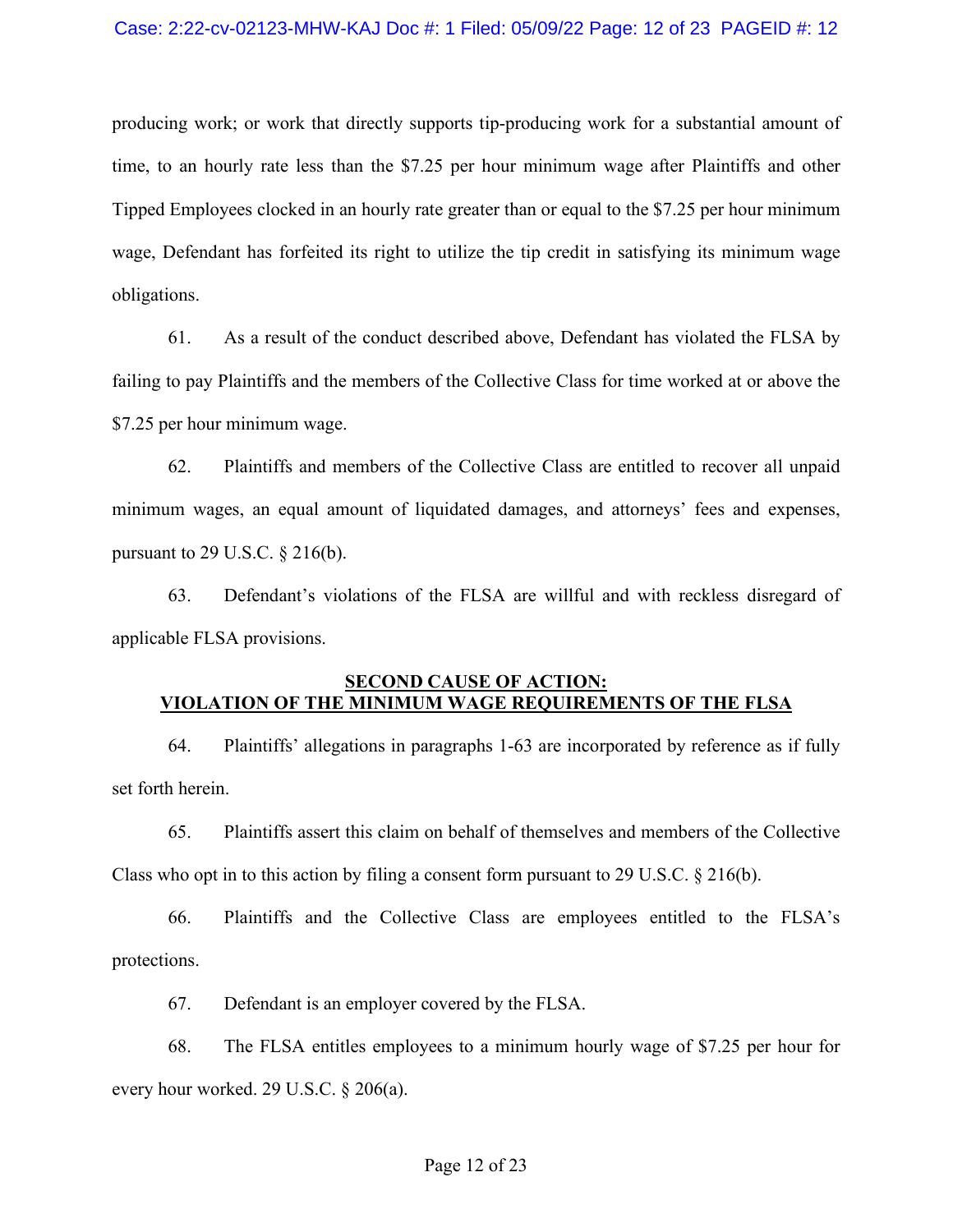producing work; or work that directly supports tip-producing work for a substantial amount of time, to an hourly rate less than the $7.25 per hour minimum wage after Plaintiffs and other Tipped Employees clocked in an hourly rate greater than or equal to the $7.25 per hour minimum wage, Defendant has forfeited its right to utilize the tip credit in satisfying its minimum wage obligations.

61. As a result of the conduct described above, Defendant has violated the FLSA by failing to pay Plaintiffs and the members of the Collective Class for time worked at or above the $7.25 per hour minimum wage.

62. Plaintiffs and members of the Collective Class are entitled to recover all unpaid minimum wages, an equal amount of liquidated damages, and attorneys' fees and expenses, pursuant to 29 U.S.C. § 216(b).

63. Defendant's violations of the FLSA are willful and with reckless disregard of applicable FLSA provisions.

## SECOND CAUSE OF ACTION: VIOLATION OF THE MINIMUM WAGE REQUIREMENTS OF THE FLSA

64. Plaintiffs' allegations in paragraphs 1-63 are incorporated by reference as if fully set forth herein.

65. Plaintiffs assert this claim on behalf of themselves and members of the Collective Class who opt in to this action by filing a consent form pursuant to 29 U.S.C. § 216(b).

66. Plaintiffs and the Collective Class are employees entitled to the FLSA's protections.

67. Defendant is an employer covered by the FLSA.

68. The FLSA entitles employees to a minimum hourly wage of $7.25 per hour for every hour worked. 29 U.S.C. § 206(a).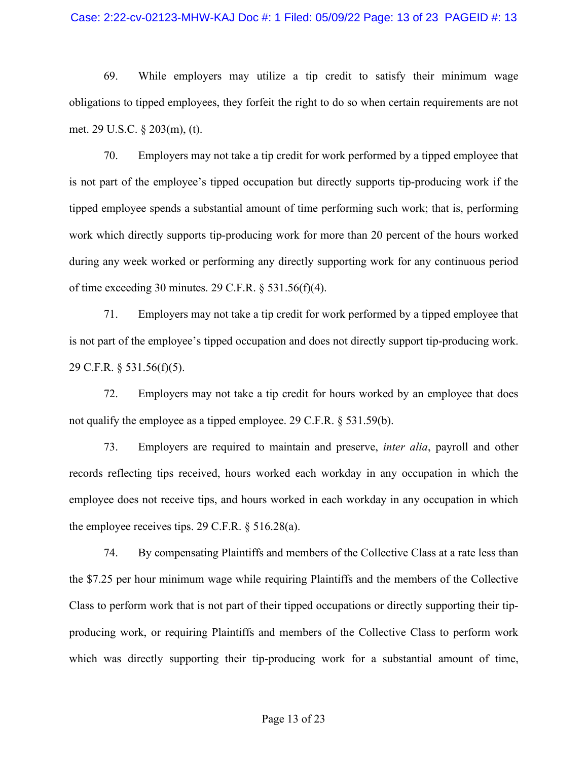69. While employers may utilize a tip credit to satisfy their minimum wage obligations to tipped employees, they forfeit the right to do so when certain requirements are not met. 29 U.S.C. § 203(m), (t).

70. Employers may not take a tip credit for work performed by a tipped employee that is not part of the employee's tipped occupation but directly supports tip-producing work if the tipped employee spends a substantial amount of time performing such work; that is, performing work which directly supports tip-producing work for more than 20 percent of the hours worked during any week worked or performing any directly supporting work for any continuous period of time exceeding 30 minutes. 29 C.F.R. § 531.56(f)(4).

71. Employers may not take a tip credit for work performed by a tipped employee that is not part of the employee's tipped occupation and does not directly support tip-producing work. 29 C.F.R. § 531.56(f)(5).

72. Employers may not take a tip credit for hours worked by an employee that does not qualify the employee as a tipped employee. 29 C.F.R. § 531.59(b).

73. Employers are required to maintain and preserve, *inter alia*, payroll and other records reflecting tips received, hours worked each workday in any occupation in which the employee does not receive tips, and hours worked in each workday in any occupation in which the employee receives tips. 29 C.F.R. § 516.28(a).

74. By compensating Plaintiffs and members of the Collective Class at a rate less than the $7.25 per hour minimum wage while requiring Plaintiffs and the members of the Collective Class to perform work that is not part of their tipped occupations or directly supporting their tip-producing work, or requiring Plaintiffs and members of the Collective Class to perform work which was directly supporting their tip-producing work for a substantial amount of time,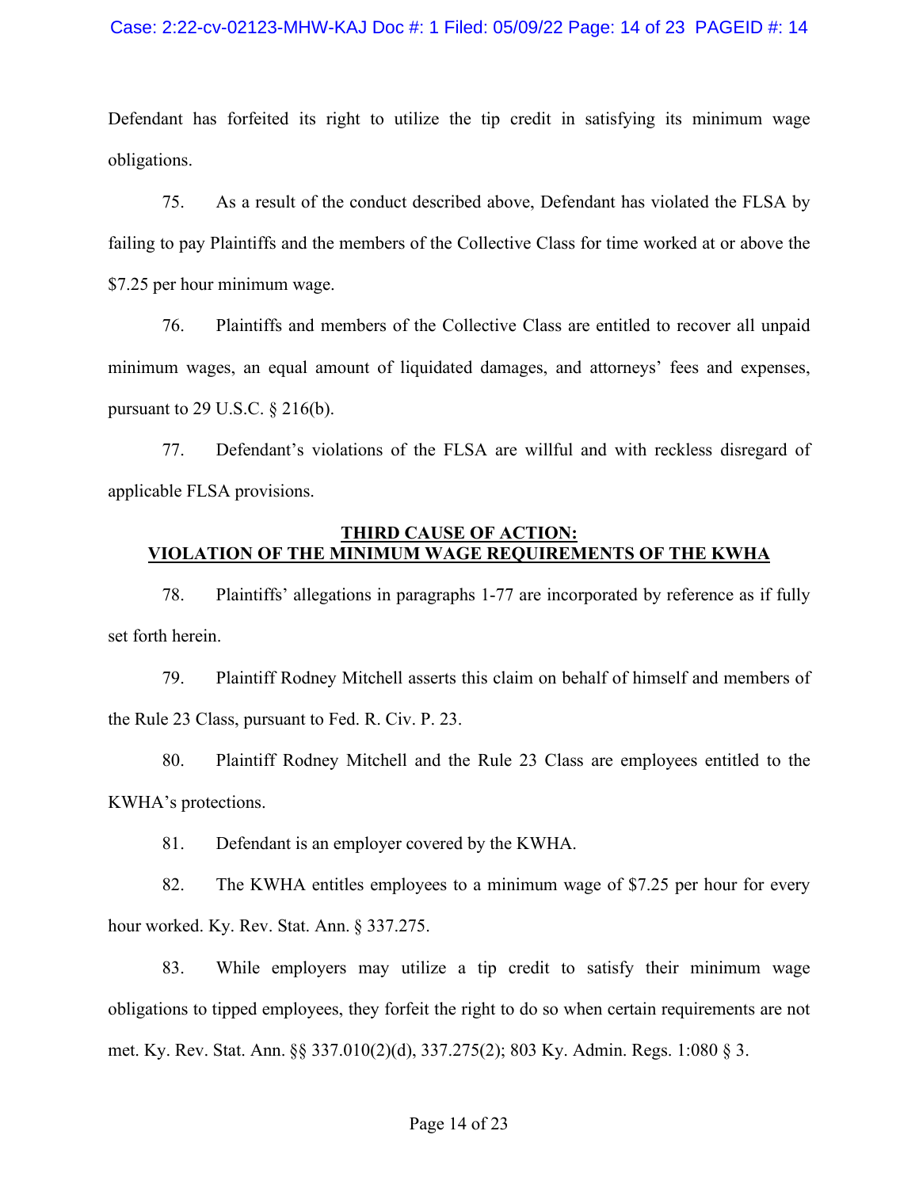Defendant has forfeited its right to utilize the tip credit in satisfying its minimum wage obligations.

75. As a result of the conduct described above, Defendant has violated the FLSA by failing to pay Plaintiffs and the members of the Collective Class for time worked at or above the $7.25 per hour minimum wage.

76. Plaintiffs and members of the Collective Class are entitled to recover all unpaid minimum wages, an equal amount of liquidated damages, and attorneys' fees and expenses, pursuant to 29 U.S.C. § 216(b).

77. Defendant's violations of the FLSA are willful and with reckless disregard of applicable FLSA provisions.

## THIRD CAUSE OF ACTION: VIOLATION OF THE MINIMUM WAGE REQUIREMENTS OF THE KWHA

78. Plaintiffs' allegations in paragraphs 1-77 are incorporated by reference as if fully set forth herein.

79. Plaintiff Rodney Mitchell asserts this claim on behalf of himself and members of the Rule 23 Class, pursuant to Fed. R. Civ. P. 23.

80. Plaintiff Rodney Mitchell and the Rule 23 Class are employees entitled to the KWHA's protections.

81. Defendant is an employer covered by the KWHA.

82. The KWHA entitles employees to a minimum wage of $7.25 per hour for every hour worked. Ky. Rev. Stat. Ann. § 337.275.

83. While employers may utilize a tip credit to satisfy their minimum wage obligations to tipped employees, they forfeit the right to do so when certain requirements are not met. Ky. Rev. Stat. Ann. §§ 337.010(2)(d), 337.275(2); 803 Ky. Admin. Regs. 1:080 § 3.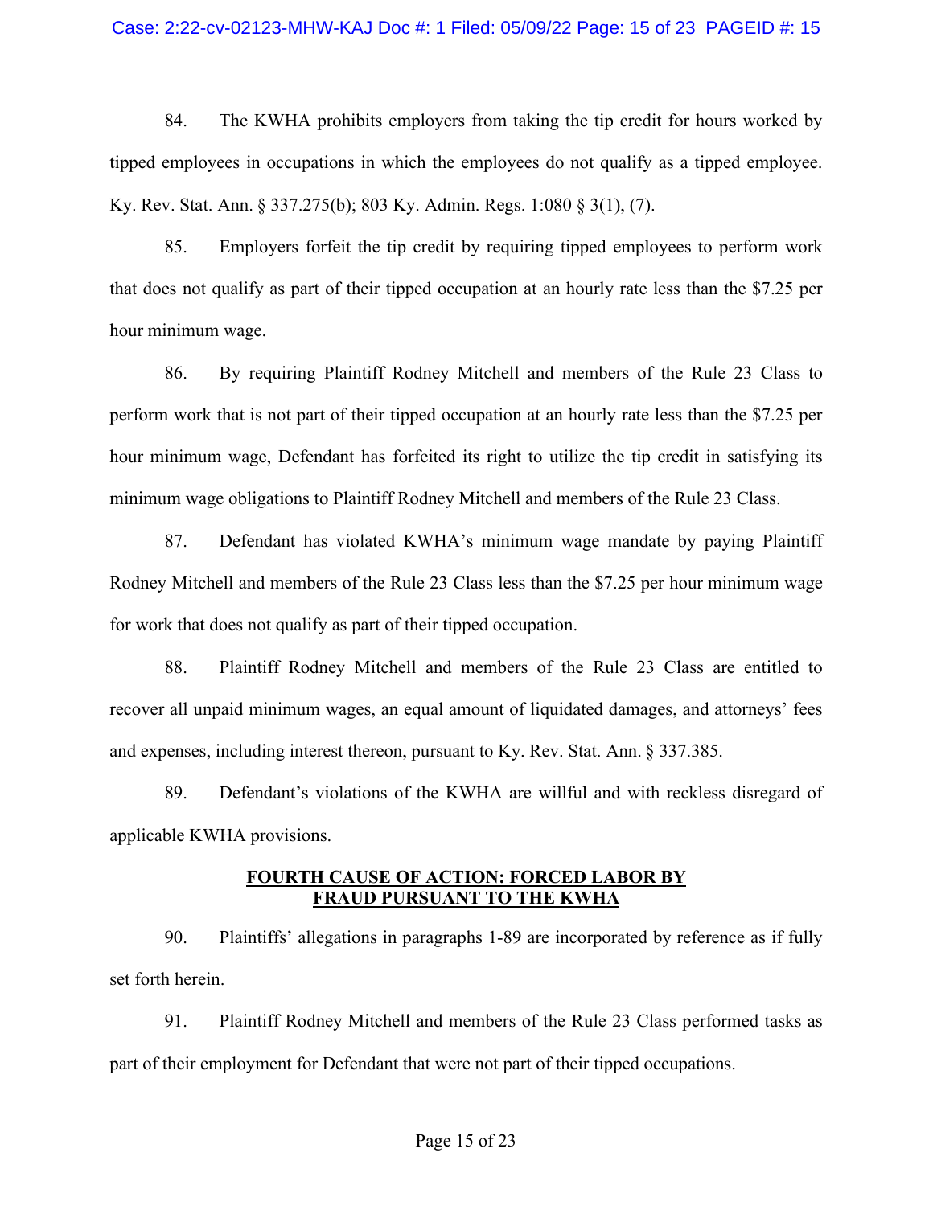84. The KWHA prohibits employers from taking the tip credit for hours worked by tipped employees in occupations in which the employees do not qualify as a tipped employee. Ky. Rev. Stat. Ann. § 337.275(b); 803 Ky. Admin. Regs. 1:080 § 3(1), (7).

85. Employers forfeit the tip credit by requiring tipped employees to perform work that does not qualify as part of their tipped occupation at an hourly rate less than the $7.25 per hour minimum wage.

86. By requiring Plaintiff Rodney Mitchell and members of the Rule 23 Class to perform work that is not part of their tipped occupation at an hourly rate less than the $7.25 per hour minimum wage, Defendant has forfeited its right to utilize the tip credit in satisfying its minimum wage obligations to Plaintiff Rodney Mitchell and members of the Rule 23 Class.

87. Defendant has violated KWHA's minimum wage mandate by paying Plaintiff Rodney Mitchell and members of the Rule 23 Class less than the $7.25 per hour minimum wage for work that does not qualify as part of their tipped occupation.

88. Plaintiff Rodney Mitchell and members of the Rule 23 Class are entitled to recover all unpaid minimum wages, an equal amount of liquidated damages, and attorneys' fees and expenses, including interest thereon, pursuant to Ky. Rev. Stat. Ann. § 337.385.

89. Defendant's violations of the KWHA are willful and with reckless disregard of applicable KWHA provisions.

## FOURTH CAUSE OF ACTION: FORCED LABOR BY FRAUD PURSUANT TO THE KWHA

90. Plaintiffs' allegations in paragraphs 1-89 are incorporated by reference as if fully set forth herein.

91. Plaintiff Rodney Mitchell and members of the Rule 23 Class performed tasks as part of their employment for Defendant that were not part of their tipped occupations.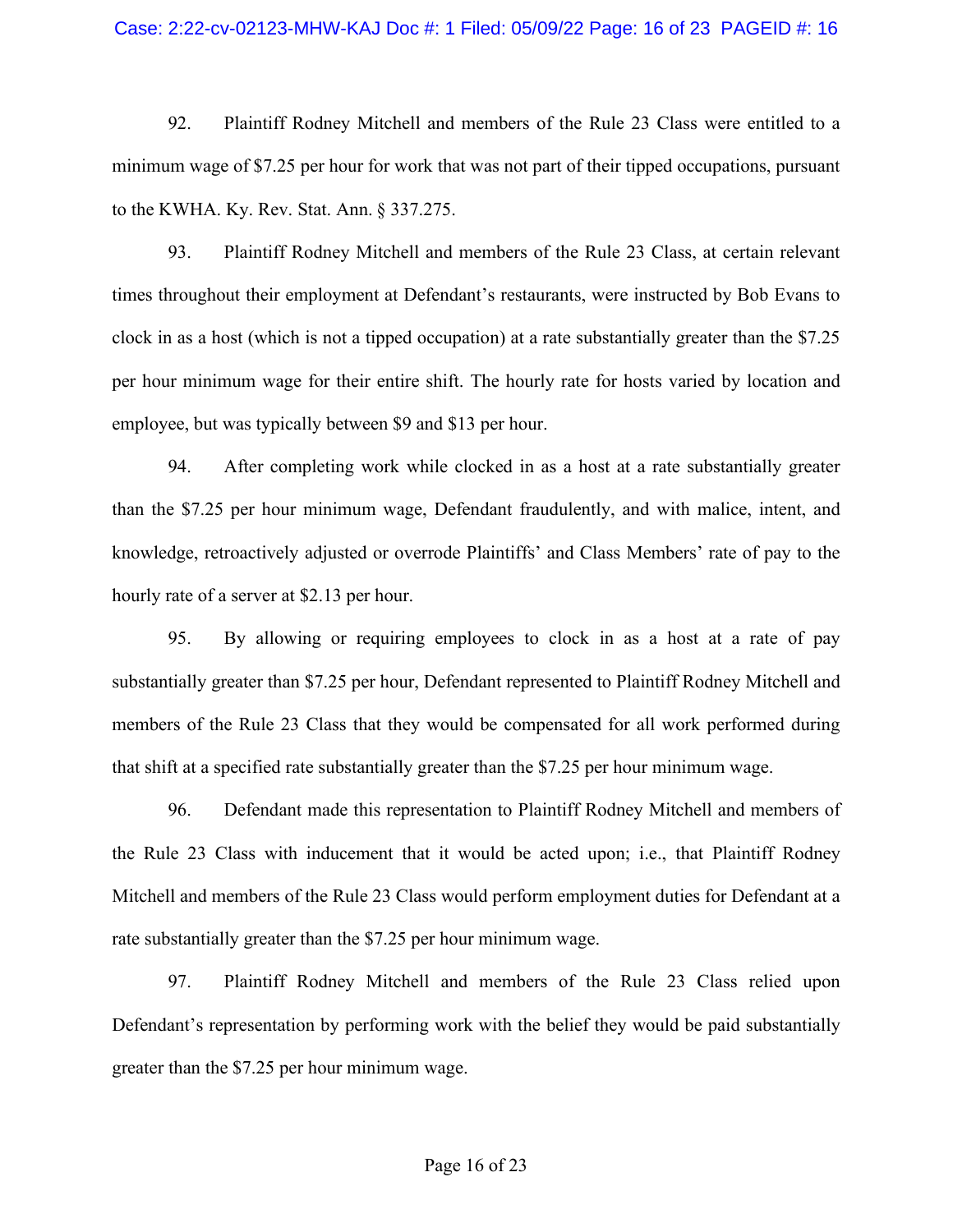92. Plaintiff Rodney Mitchell and members of the Rule 23 Class were entitled to a minimum wage of $7.25 per hour for work that was not part of their tipped occupations, pursuant to the KWHA. Ky. Rev. Stat. Ann. § 337.275.

93. Plaintiff Rodney Mitchell and members of the Rule 23 Class, at certain relevant times throughout their employment at Defendant's restaurants, were instructed by Bob Evans to clock in as a host (which is not a tipped occupation) at a rate substantially greater than the $7.25 per hour minimum wage for their entire shift. The hourly rate for hosts varied by location and employee, but was typically between $9 and $13 per hour.

94. After completing work while clocked in as a host at a rate substantially greater than the $7.25 per hour minimum wage, Defendant fraudulently, and with malice, intent, and knowledge, retroactively adjusted or overrode Plaintiffs' and Class Members' rate of pay to the hourly rate of a server at $2.13 per hour.

95. By allowing or requiring employees to clock in as a host at a rate of pay substantially greater than $7.25 per hour, Defendant represented to Plaintiff Rodney Mitchell and members of the Rule 23 Class that they would be compensated for all work performed during that shift at a specified rate substantially greater than the $7.25 per hour minimum wage.

96. Defendant made this representation to Plaintiff Rodney Mitchell and members of the Rule 23 Class with inducement that it would be acted upon; i.e., that Plaintiff Rodney Mitchell and members of the Rule 23 Class would perform employment duties for Defendant at a rate substantially greater than the $7.25 per hour minimum wage.

97. Plaintiff Rodney Mitchell and members of the Rule 23 Class relied upon Defendant's representation by performing work with the belief they would be paid substantially greater than the $7.25 per hour minimum wage.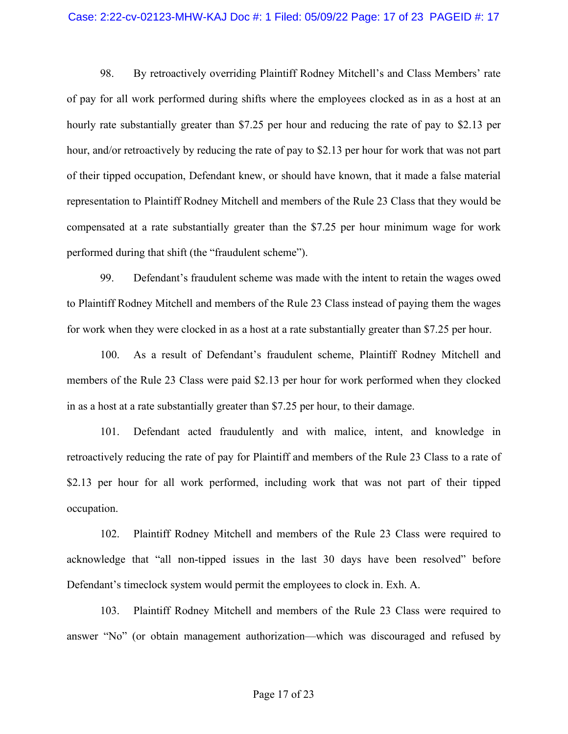98. By retroactively overriding Plaintiff Rodney Mitchell's and Class Members' rate of pay for all work performed during shifts where the employees clocked as in as a host at an hourly rate substantially greater than $7.25 per hour and reducing the rate of pay to $2.13 per hour, and/or retroactively by reducing the rate of pay to $2.13 per hour for work that was not part of their tipped occupation, Defendant knew, or should have known, that it made a false material representation to Plaintiff Rodney Mitchell and members of the Rule 23 Class that they would be compensated at a rate substantially greater than the $7.25 per hour minimum wage for work performed during that shift (the "fraudulent scheme").

99. Defendant's fraudulent scheme was made with the intent to retain the wages owed to Plaintiff Rodney Mitchell and members of the Rule 23 Class instead of paying them the wages for work when they were clocked in as a host at a rate substantially greater than $7.25 per hour.

100. As a result of Defendant's fraudulent scheme, Plaintiff Rodney Mitchell and members of the Rule 23 Class were paid $2.13 per hour for work performed when they clocked in as a host at a rate substantially greater than $7.25 per hour, to their damage.

101. Defendant acted fraudulently and with malice, intent, and knowledge in retroactively reducing the rate of pay for Plaintiff and members of the Rule 23 Class to a rate of $2.13 per hour for all work performed, including work that was not part of their tipped occupation.

102. Plaintiff Rodney Mitchell and members of the Rule 23 Class were required to acknowledge that "all non-tipped issues in the last 30 days have been resolved" before Defendant's timeclock system would permit the employees to clock in. Exh. A.

103. Plaintiff Rodney Mitchell and members of the Rule 23 Class were required to answer "No" (or obtain management authorization—which was discouraged and refused by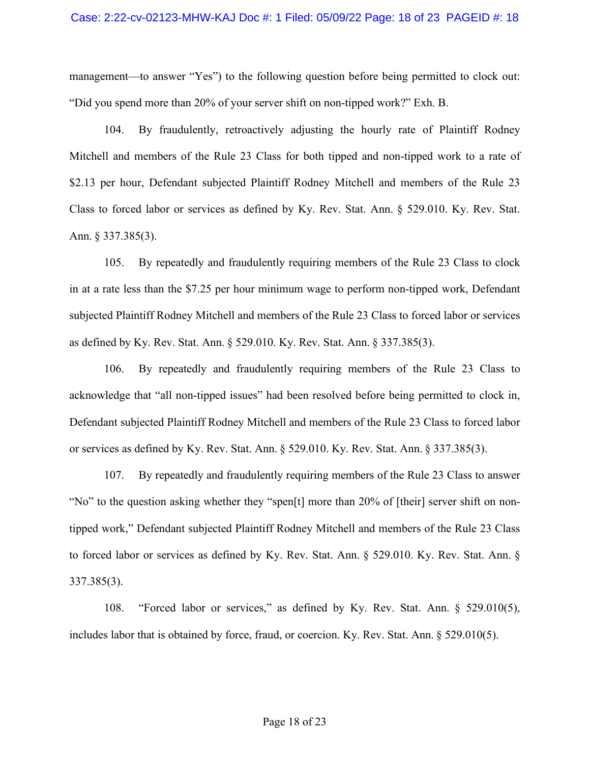management—to answer "Yes") to the following question before being permitted to clock out: "Did you spend more than 20% of your server shift on non-tipped work?" Exh. B.

104. By fraudulently, retroactively adjusting the hourly rate of Plaintiff Rodney Mitchell and members of the Rule 23 Class for both tipped and non-tipped work to a rate of $2.13 per hour, Defendant subjected Plaintiff Rodney Mitchell and members of the Rule 23 Class to forced labor or services as defined by Ky. Rev. Stat. Ann. § 529.010. Ky. Rev. Stat. Ann. § 337.385(3).

105. By repeatedly and fraudulently requiring members of the Rule 23 Class to clock in at a rate less than the $7.25 per hour minimum wage to perform non-tipped work, Defendant subjected Plaintiff Rodney Mitchell and members of the Rule 23 Class to forced labor or services as defined by Ky. Rev. Stat. Ann. § 529.010. Ky. Rev. Stat. Ann. § 337.385(3).

106. By repeatedly and fraudulently requiring members of the Rule 23 Class to acknowledge that "all non-tipped issues" had been resolved before being permitted to clock in, Defendant subjected Plaintiff Rodney Mitchell and members of the Rule 23 Class to forced labor or services as defined by Ky. Rev. Stat. Ann. § 529.010. Ky. Rev. Stat. Ann. § 337.385(3).

107. By repeatedly and fraudulently requiring members of the Rule 23 Class to answer "No" to the question asking whether they "spen[t] more than 20% of [their] server shift on non-tipped work," Defendant subjected Plaintiff Rodney Mitchell and members of the Rule 23 Class to forced labor or services as defined by Ky. Rev. Stat. Ann. § 529.010. Ky. Rev. Stat. Ann. § 337.385(3).

108. "Forced labor or services," as defined by Ky. Rev. Stat. Ann. § 529.010(5), includes labor that is obtained by force, fraud, or coercion. Ky. Rev. Stat. Ann. § 529.010(5).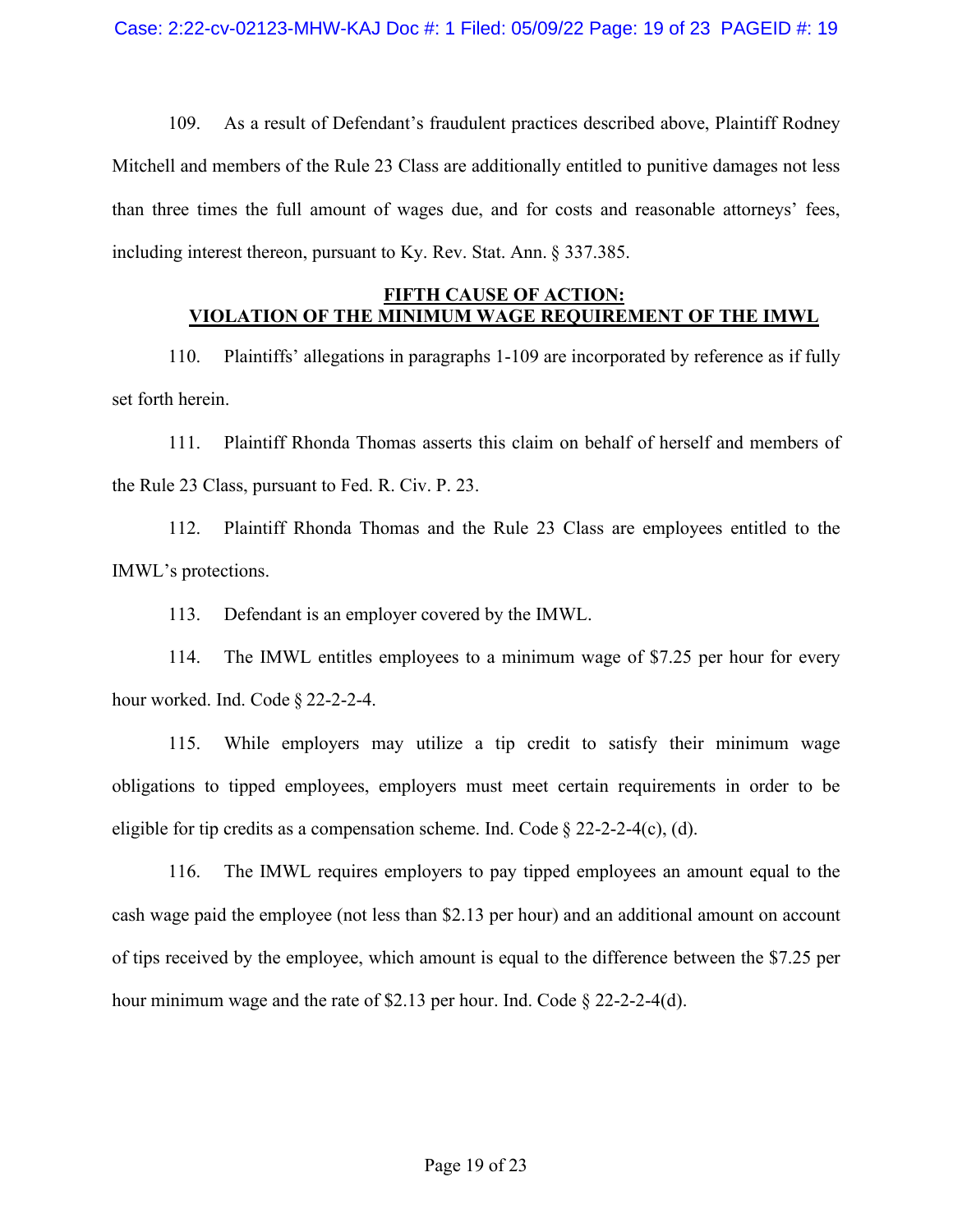109. As a result of Defendant's fraudulent practices described above, Plaintiff Rodney Mitchell and members of the Rule 23 Class are additionally entitled to punitive damages not less than three times the full amount of wages due, and for costs and reasonable attorneys' fees, including interest thereon, pursuant to Ky. Rev. Stat. Ann. § 337.385.

## FIFTH CAUSE OF ACTION: VIOLATION OF THE MINIMUM WAGE REQUIREMENT OF THE IMWL

110. Plaintiffs' allegations in paragraphs 1-109 are incorporated by reference as if fully set forth herein.

111. Plaintiff Rhonda Thomas asserts this claim on behalf of herself and members of the Rule 23 Class, pursuant to Fed. R. Civ. P. 23.

112. Plaintiff Rhonda Thomas and the Rule 23 Class are employees entitled to the IMWL's protections.

113. Defendant is an employer covered by the IMWL.

114. The IMWL entitles employees to a minimum wage of $7.25 per hour for every hour worked. Ind. Code § 22-2-2-4.

115. While employers may utilize a tip credit to satisfy their minimum wage obligations to tipped employees, employers must meet certain requirements in order to be eligible for tip credits as a compensation scheme. Ind. Code § 22-2-2-4(c), (d).

116. The IMWL requires employers to pay tipped employees an amount equal to the cash wage paid the employee (not less than $2.13 per hour) and an additional amount on account of tips received by the employee, which amount is equal to the difference between the $7.25 per hour minimum wage and the rate of $2.13 per hour. Ind. Code § 22-2-2-4(d).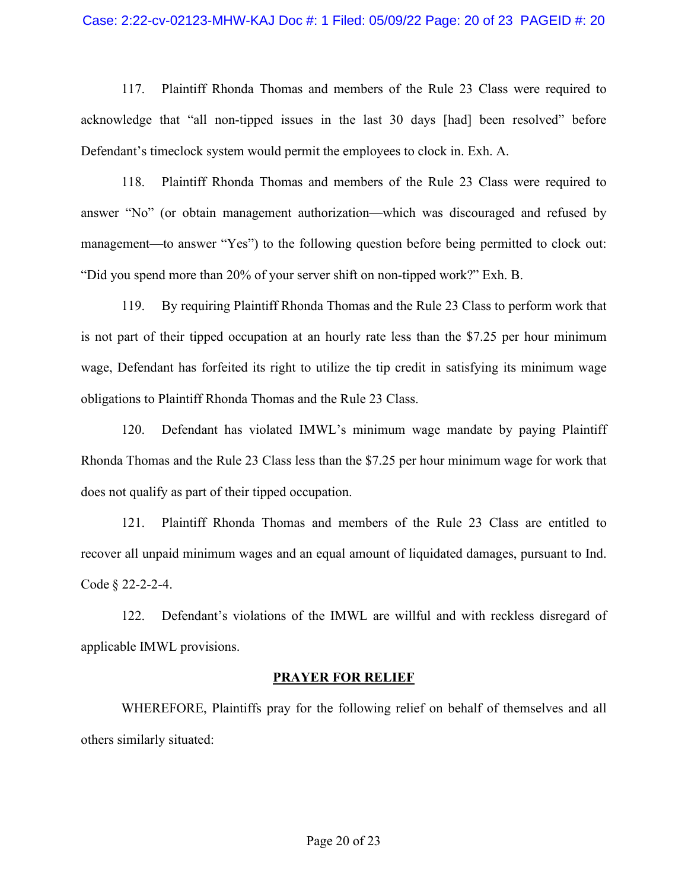117. Plaintiff Rhonda Thomas and members of the Rule 23 Class were required to acknowledge that "all non-tipped issues in the last 30 days [had] been resolved" before Defendant's timeclock system would permit the employees to clock in. Exh. A.

118. Plaintiff Rhonda Thomas and members of the Rule 23 Class were required to answer "No" (or obtain management authorization—which was discouraged and refused by management—to answer "Yes") to the following question before being permitted to clock out: "Did you spend more than 20% of your server shift on non-tipped work?" Exh. B.

119. By requiring Plaintiff Rhonda Thomas and the Rule 23 Class to perform work that is not part of their tipped occupation at an hourly rate less than the $7.25 per hour minimum wage, Defendant has forfeited its right to utilize the tip credit in satisfying its minimum wage obligations to Plaintiff Rhonda Thomas and the Rule 23 Class.

120. Defendant has violated IMWL's minimum wage mandate by paying Plaintiff Rhonda Thomas and the Rule 23 Class less than the $7.25 per hour minimum wage for work that does not qualify as part of their tipped occupation.

121. Plaintiff Rhonda Thomas and members of the Rule 23 Class are entitled to recover all unpaid minimum wages and an equal amount of liquidated damages, pursuant to Ind. Code § 22-2-2-4.

122. Defendant's violations of the IMWL are willful and with reckless disregard of applicable IMWL provisions.

## PRAYER FOR RELIEF

WHEREFORE, Plaintiffs pray for the following relief on behalf of themselves and all others similarly situated: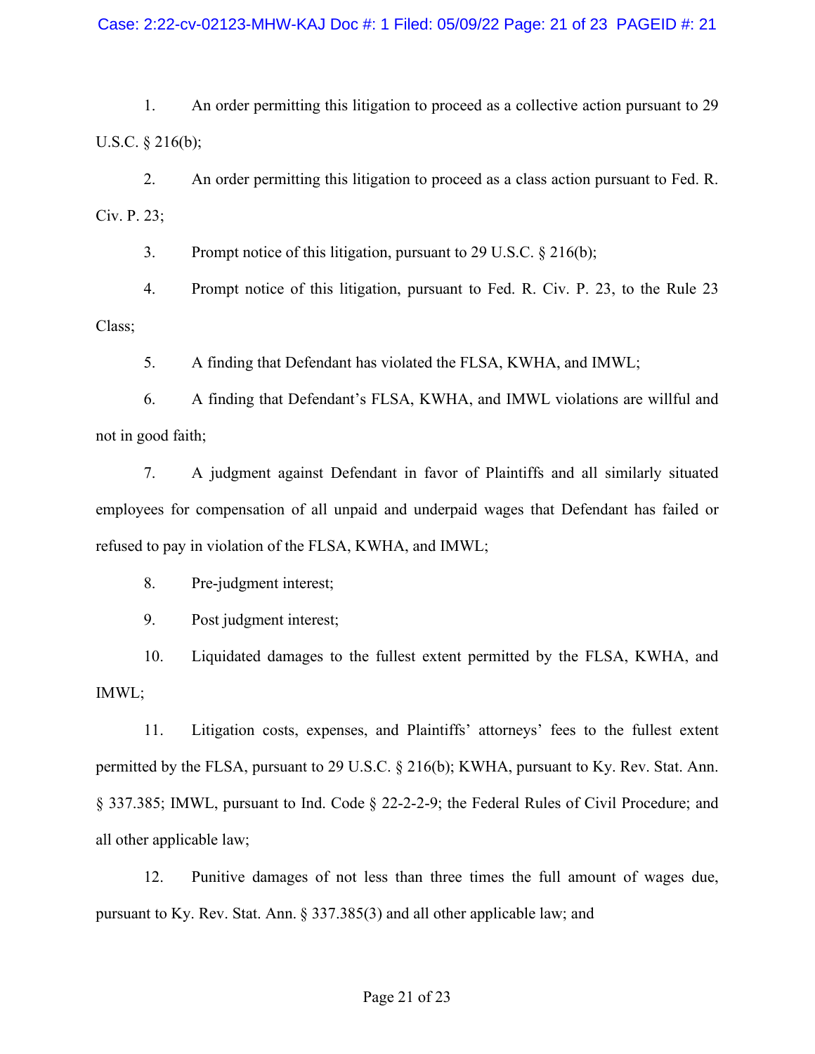1. An order permitting this litigation to proceed as a collective action pursuant to 29 U.S.C. § 216(b);

2. An order permitting this litigation to proceed as a class action pursuant to Fed. R. Civ. P. 23;

3. Prompt notice of this litigation, pursuant to 29 U.S.C. § 216(b);

4. Prompt notice of this litigation, pursuant to Fed. R. Civ. P. 23, to the Rule 23 Class;

5. A finding that Defendant has violated the FLSA, KWHA, and IMWL;

6. A finding that Defendant's FLSA, KWHA, and IMWL violations are willful and not in good faith;

7. A judgment against Defendant in favor of Plaintiffs and all similarly situated employees for compensation of all unpaid and underpaid wages that Defendant has failed or refused to pay in violation of the FLSA, KWHA, and IMWL;

8. Pre-judgment interest;

9. Post judgment interest;

10. Liquidated damages to the fullest extent permitted by the FLSA, KWHA, and IMWL;

11. Litigation costs, expenses, and Plaintiffs' attorneys' fees to the fullest extent permitted by the FLSA, pursuant to 29 U.S.C. § 216(b); KWHA, pursuant to Ky. Rev. Stat. Ann. § 337.385; IMWL, pursuant to Ind. Code § 22-2-2-9; the Federal Rules of Civil Procedure; and all other applicable law;

12. Punitive damages of not less than three times the full amount of wages due, pursuant to Ky. Rev. Stat. Ann. § 337.385(3) and all other applicable law; and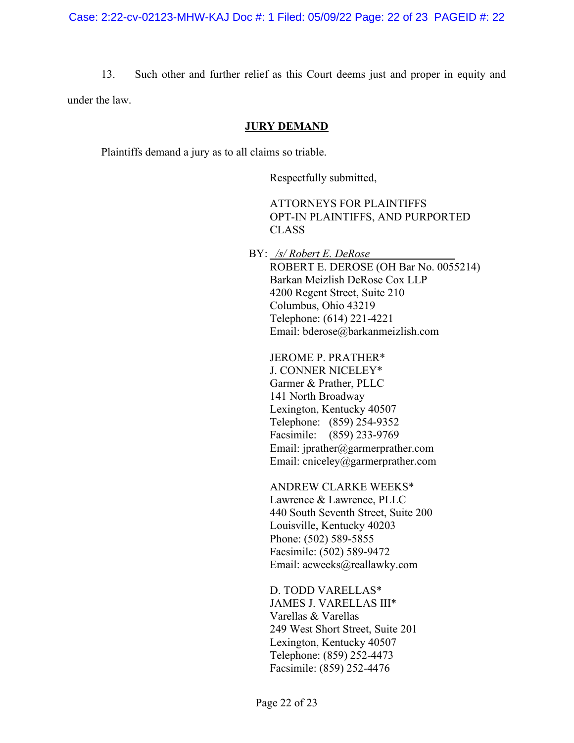13. Such other and further relief as this Court deems just and proper in equity and under the law.

## JURY DEMAND

Plaintiffs demand a jury as to all claims so triable.

Respectfully submitted,

ATTORNEYS FOR PLAINTIFFS
OPT-IN PLAINTIFFS, AND PURPORTED CLASS

BY: */s/ Robert E. DeRose*
ROBERT E. DEROSE (OH Bar No. 0055214)
Barkan Meizlish DeRose Cox LLP
4200 Regent Street, Suite 210
Columbus, Ohio 43219
Telephone: (614) 221-4221
Email: bderose@barkanmeizlish.com

JEROME P. PRATHER*
J. CONNER NICELEY*
Garmer & Prather, PLLC
141 North Broadway
Lexington, Kentucky 40507
Telephone: (859) 254-9352
Facsimile: (859) 233-9769
Email: jprather@garmerprather.com
Email: cniceley@garmerprather.com

ANDREW CLARKE WEEKS*
Lawrence & Lawrence, PLLC
440 South Seventh Street, Suite 200
Louisville, Kentucky 40203
Phone: (502) 589-5855
Facsimile: (502) 589-9472
Email: acweeks@reallawky.com

D. TODD VARELLAS*
JAMES J. VARELLAS III*
Varellas & Varellas
249 West Short Street, Suite 201
Lexington, Kentucky 40507
Telephone: (859) 252-4473
Facsimile: (859) 252-4476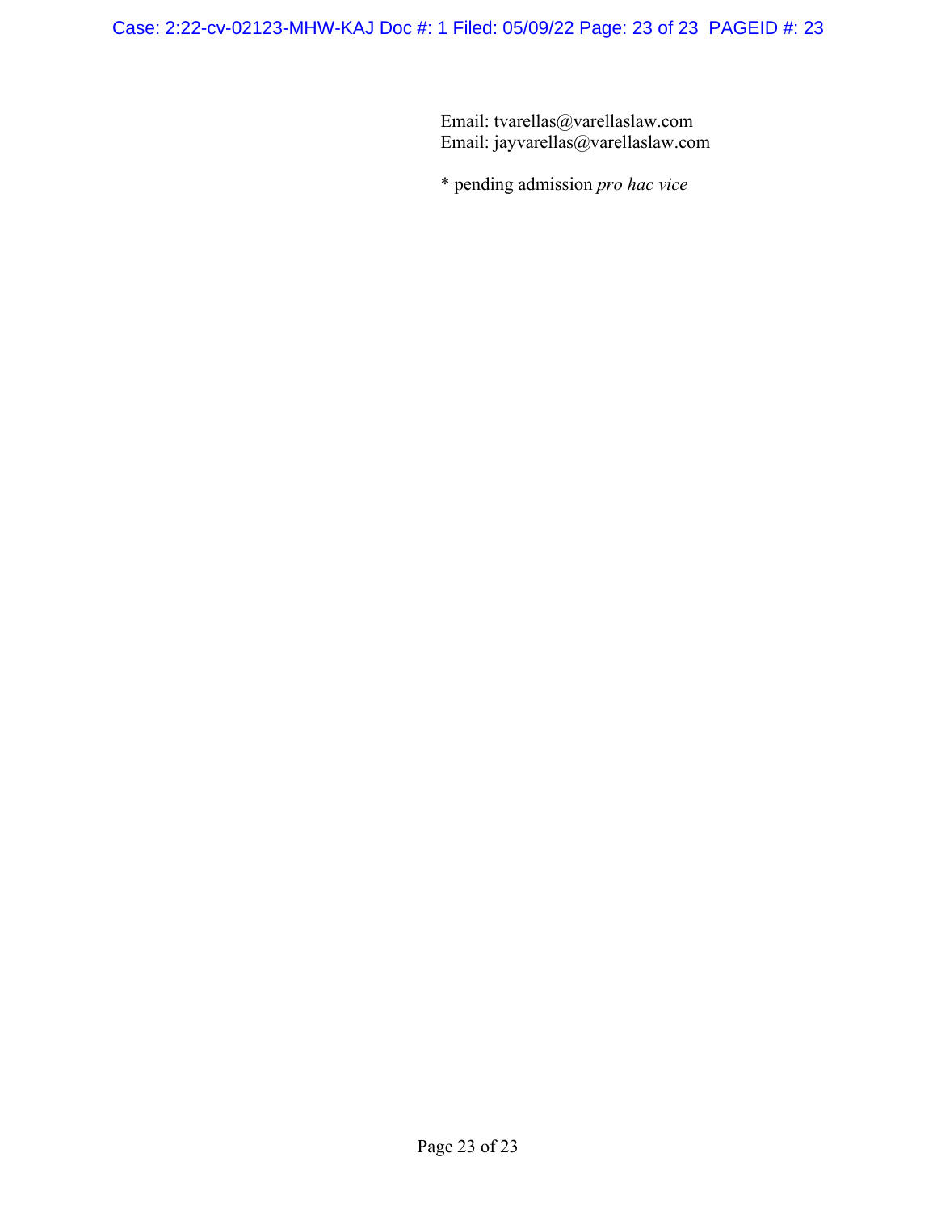Email: tvarellas@varellaslaw.com
Email: jayvarellas@varellaslaw.com

* pending admission *pro hac vice*